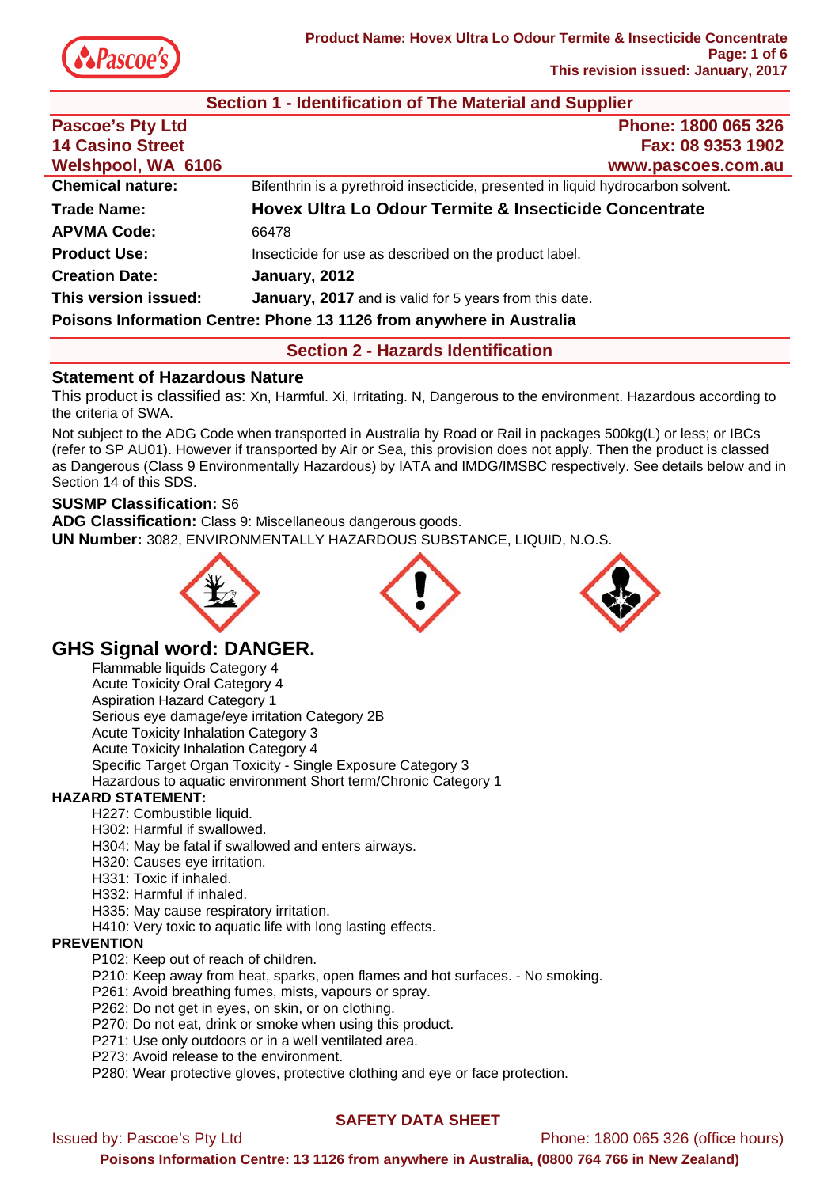## Section 1 - Identification of The Material and Supplier

**Pascoe's Pty Ltd**
**14 Casino Street**
**Welshpool, WA 6106**

**Phone: 1800 065 326**
**Fax: 08 9353 1902**
**www.pascoes.com.au**

**Chemical nature:** Bifenthrin is a pyrethroid insecticide, presented in liquid hydrocarbon solvent.

**Trade Name:** **Hovex Ultra Lo Odour Termite & Insecticide Concentrate**

**APVMA Code:** 66478

**Product Use:** Insecticide for use as described on the product label.

**Creation Date:** **January, 2012**

**This version issued:** **January, 2017** and is valid for 5 years from this date.

**Poisons Information Centre: Phone 13 1126 from anywhere in Australia**

## Section 2 - Hazards Identification

### Statement of Hazardous Nature

This product is classified as: Xn, Harmful. Xi, Irritating. N, Dangerous to the environment. Hazardous according to the criteria of SWA.

Not subject to the ADG Code when transported in Australia by Road or Rail in packages 500kg(L) or less; or IBCs (refer to SP AU01). However if transported by Air or Sea, this provision does not apply. Then the product is classed as Dangerous (Class 9 Environmentally Hazardous) by IATA and IMDG/IMSBC respectively. See details below and in Section 14 of this SDS.

**SUSMP Classification:** S6

**ADG Classification:** Class 9: Miscellaneous dangerous goods.

**UN Number:** 3082, ENVIRONMENTALLY HAZARDOUS SUBSTANCE, LIQUID, N.O.S.

## GHS Signal word: DANGER.

- Flammable liquids Category 4
- Acute Toxicity Oral Category 4
- Aspiration Hazard Category 1
- Serious eye damage/eye irritation Category 2B
- Acute Toxicity Inhalation Category 3
- Acute Toxicity Inhalation Category 4
- Specific Target Organ Toxicity - Single Exposure Category 3
- Hazardous to aquatic environment Short term/Chronic Category 1

**HAZARD STATEMENT:**

- H227: Combustible liquid.
- H302: Harmful if swallowed.
- H304: May be fatal if swallowed and enters airways.
- H320: Causes eye irritation.
- H331: Toxic if inhaled.
- H332: Harmful if inhaled.
- H335: May cause respiratory irritation.
- H410: Very toxic to aquatic life with long lasting effects.

**PREVENTION**

- P102: Keep out of reach of children.
- P210: Keep away from heat, sparks, open flames and hot surfaces. - No smoking.
- P261: Avoid breathing fumes, mists, vapours or spray.
- P262: Do not get in eyes, on skin, or on clothing.
- P270: Do not eat, drink or smoke when using this product.
- P271: Use only outdoors or in a well ventilated area.
- P273: Avoid release to the environment.
- P280: Wear protective gloves, protective clothing and eye or face protection.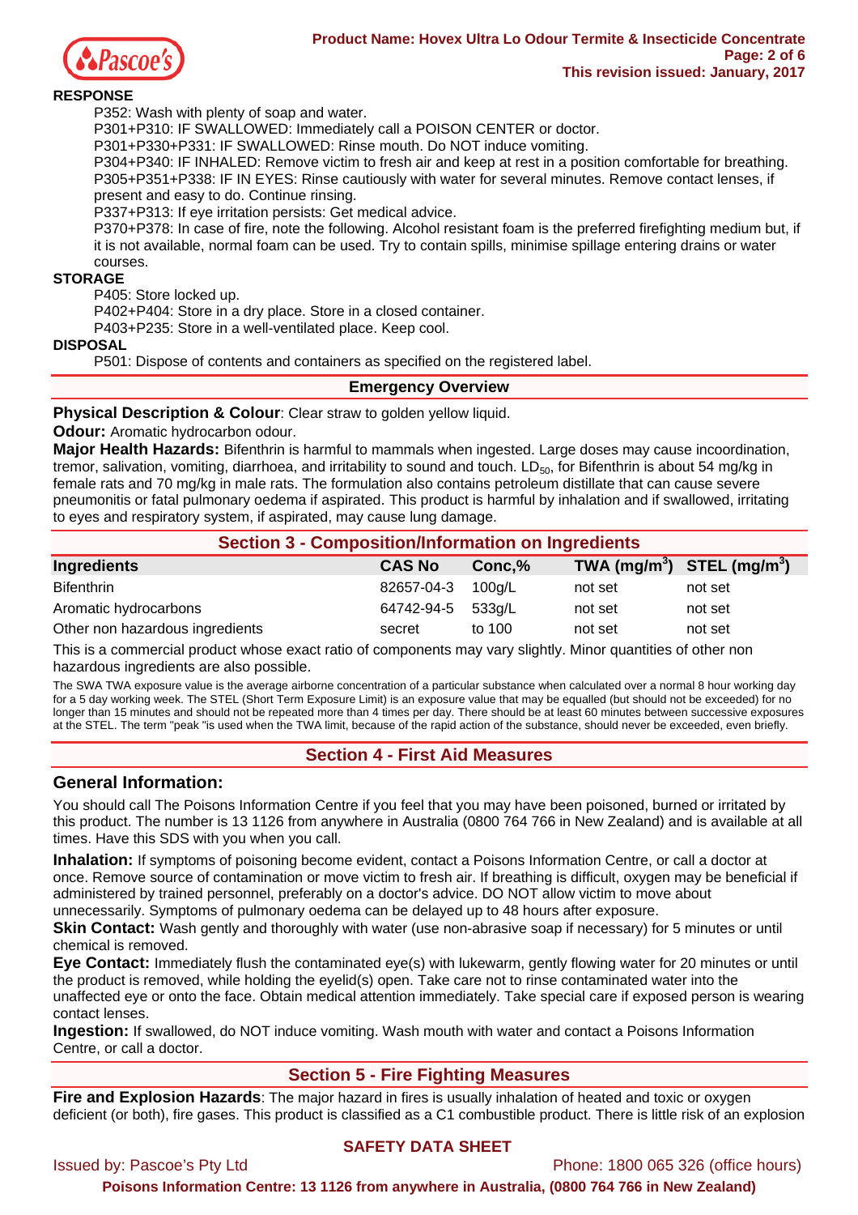**RESPONSE**

P352: Wash with plenty of soap and water.
P301+P310: IF SWALLOWED: Immediately call a POISON CENTER or doctor.
P301+P330+P331: IF SWALLOWED: Rinse mouth. Do NOT induce vomiting.
P304+P340: IF INHALED: Remove victim to fresh air and keep at rest in a position comfortable for breathing.
P305+P351+P338: IF IN EYES: Rinse cautiously with water for several minutes. Remove contact lenses, if present and easy to do. Continue rinsing.
P337+P313: If eye irritation persists: Get medical advice.
P370+P378: In case of fire, note the following. Alcohol resistant foam is the preferred firefighting medium but, if it is not available, normal foam can be used. Try to contain spills, minimise spillage entering drains or water courses.

**STORAGE**

P405: Store locked up.
P402+P404: Store in a dry place. Store in a closed container.
P403+P235: Store in a well-ventilated place. Keep cool.

**DISPOSAL**

P501: Dispose of contents and containers as specified on the registered label.

## Emergency Overview

**Physical Description & Colour**: Clear straw to golden yellow liquid.

**Odour:** Aromatic hydrocarbon odour.

**Major Health Hazards:** Bifenthrin is harmful to mammals when ingested. Large doses may cause incoordination, tremor, salivation, vomiting, diarrhoea, and irritability to sound and touch. $LD_{50}$, for Bifenthrin is about 54 mg/kg in female rats and 70 mg/kg in male rats. The formulation also contains petroleum distillate that can cause severe pneumonitis or fatal pulmonary oedema if aspirated. This product is harmful by inhalation and if swallowed, irritating to eyes and respiratory system, if aspirated, may cause lung damage.

## Section 3 - Composition/Information on Ingredients

| Ingredients | CAS No | Conc,% | TWA (mg/m$^3$) | STEL (mg/m$^3$) |
|---|---|---|---|---|
| Bifenthrin | 82657-04-3 | 100g/L | not set | not set |
| Aromatic hydrocarbons | 64742-94-5 | 533g/L | not set | not set |
| Other non hazardous ingredients | secret | to 100 | not set | not set |

This is a commercial product whose exact ratio of components may vary slightly. Minor quantities of other non hazardous ingredients are also possible.

The SWA TWA exposure value is the average airborne concentration of a particular substance when calculated over a normal 8 hour working day for a 5 day working week. The STEL (Short Term Exposure Limit) is an exposure value that may be equalled (but should not be exceeded) for no longer than 15 minutes and should not be repeated more than 4 times per day. There should be at least 60 minutes between successive exposures at the STEL. The term "peak "is used when the TWA limit, because of the rapid action of the substance, should never be exceeded, even briefly.

## Section 4 - First Aid Measures

### General Information:

You should call The Poisons Information Centre if you feel that you may have been poisoned, burned or irritated by this product. The number is 13 1126 from anywhere in Australia (0800 764 766 in New Zealand) and is available at all times. Have this SDS with you when you call.

**Inhalation:** If symptoms of poisoning become evident, contact a Poisons Information Centre, or call a doctor at once. Remove source of contamination or move victim to fresh air. If breathing is difficult, oxygen may be beneficial if administered by trained personnel, preferably on a doctor's advice. DO NOT allow victim to move about unnecessarily. Symptoms of pulmonary oedema can be delayed up to 48 hours after exposure.

**Skin Contact:** Wash gently and thoroughly with water (use non-abrasive soap if necessary) for 5 minutes or until chemical is removed.

**Eye Contact:** Immediately flush the contaminated eye(s) with lukewarm, gently flowing water for 20 minutes or until the product is removed, while holding the eyelid(s) open. Take care not to rinse contaminated water into the unaffected eye or onto the face. Obtain medical attention immediately. Take special care if exposed person is wearing contact lenses.

**Ingestion:** If swallowed, do NOT induce vomiting. Wash mouth with water and contact a Poisons Information Centre, or call a doctor.

## Section 5 - Fire Fighting Measures

**Fire and Explosion Hazards**: The major hazard in fires is usually inhalation of heated and toxic or oxygen deficient (or both), fire gases. This product is classified as a C1 combustible product. There is little risk of an explosion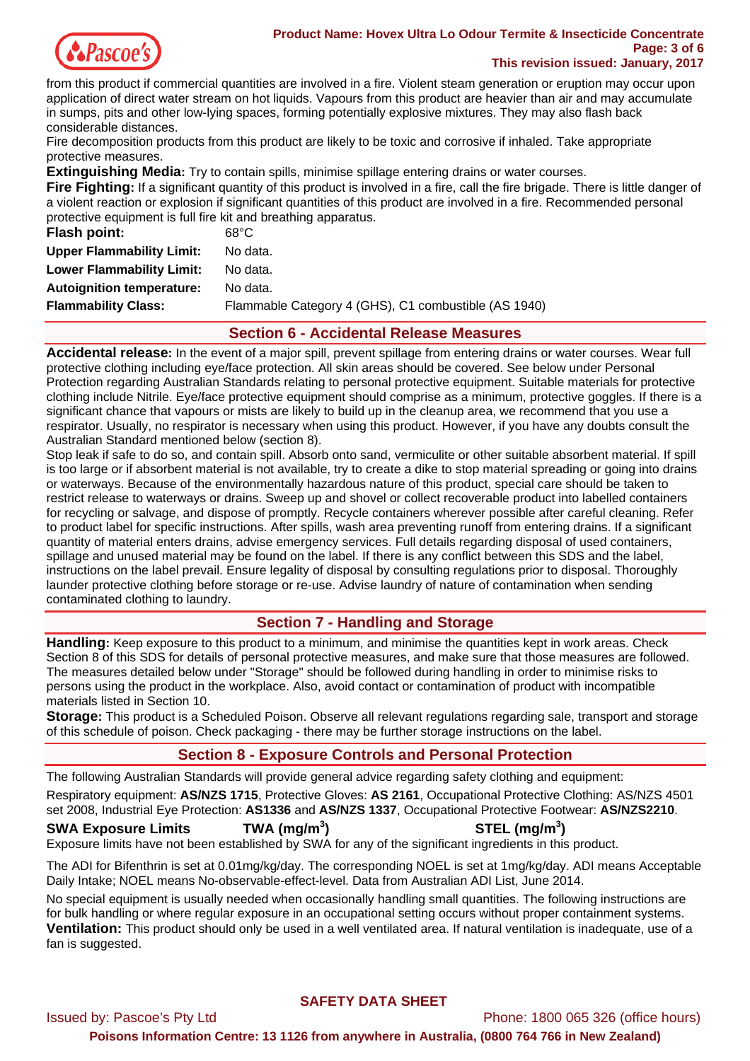from this product if commercial quantities are involved in a fire. Violent steam generation or eruption may occur upon application of direct water stream on hot liquids. Vapours from this product are heavier than air and may accumulate in sumps, pits and other low-lying spaces, forming potentially explosive mixtures. They may also flash back considerable distances.

Fire decomposition products from this product are likely to be toxic and corrosive if inhaled. Take appropriate protective measures.

**Extinguishing Media:** Try to contain spills, minimise spillage entering drains or water courses.

**Fire Fighting:** If a significant quantity of this product is involved in a fire, call the fire brigade. There is little danger of a violent reaction or explosion if significant quantities of this product are involved in a fire. Recommended personal protective equipment is full fire kit and breathing apparatus.

| | |
|---|---|
| **Flash point:** | 68°C |
| **Upper Flammability Limit:** | No data. |
| **Lower Flammability Limit:** | No data. |
| **Autoignition temperature:** | No data. |
| **Flammability Class:** | Flammable Category 4 (GHS), C1 combustible (AS 1940) |

## Section 6 - Accidental Release Measures

**Accidental release:** In the event of a major spill, prevent spillage from entering drains or water courses. Wear full protective clothing including eye/face protection. All skin areas should be covered. See below under Personal Protection regarding Australian Standards relating to personal protective equipment. Suitable materials for protective clothing include Nitrile. Eye/face protective equipment should comprise as a minimum, protective goggles. If there is a significant chance that vapours or mists are likely to build up in the cleanup area, we recommend that you use a respirator. Usually, no respirator is necessary when using this product. However, if you have any doubts consult the Australian Standard mentioned below (section 8).

Stop leak if safe to do so, and contain spill. Absorb onto sand, vermiculite or other suitable absorbent material. If spill is too large or if absorbent material is not available, try to create a dike to stop material spreading or going into drains or waterways. Because of the environmentally hazardous nature of this product, special care should be taken to restrict release to waterways or drains. Sweep up and shovel or collect recoverable product into labelled containers for recycling or salvage, and dispose of promptly. Recycle containers wherever possible after careful cleaning. Refer to product label for specific instructions. After spills, wash area preventing runoff from entering drains. If a significant quantity of material enters drains, advise emergency services. Full details regarding disposal of used containers, spillage and unused material may be found on the label. If there is any conflict between this SDS and the label, instructions on the label prevail. Ensure legality of disposal by consulting regulations prior to disposal. Thoroughly launder protective clothing before storage or re-use. Advise laundry of nature of contamination when sending contaminated clothing to laundry.

## Section 7 - Handling and Storage

**Handling:** Keep exposure to this product to a minimum, and minimise the quantities kept in work areas. Check Section 8 of this SDS for details of personal protective measures, and make sure that those measures are followed. The measures detailed below under "Storage" should be followed during handling in order to minimise risks to persons using the product in the workplace. Also, avoid contact or contamination of product with incompatible materials listed in Section 10.

**Storage:** This product is a Scheduled Poison. Observe all relevant regulations regarding sale, transport and storage of this schedule of poison. Check packaging - there may be further storage instructions on the label.

## Section 8 - Exposure Controls and Personal Protection

The following Australian Standards will provide general advice regarding safety clothing and equipment:

Respiratory equipment: **AS/NZS 1715**, Protective Gloves: **AS 2161**, Occupational Protective Clothing: AS/NZS 4501 set 2008, Industrial Eye Protection: **AS1336** and **AS/NZS 1337**, Occupational Protective Footwear: **AS/NZS2210**.

| **SWA Exposure Limits** | **TWA ($mg/m^3$)** | **STEL ($mg/m^3$)** |
|---|---|---|

Exposure limits have not been established by SWA for any of the significant ingredients in this product.

The ADI for Bifenthrin is set at 0.01mg/kg/day. The corresponding NOEL is set at 1mg/kg/day. ADI means Acceptable Daily Intake; NOEL means No-observable-effect-level. Data from Australian ADI List, June 2014.

No special equipment is usually needed when occasionally handling small quantities. The following instructions are for bulk handling or where regular exposure in an occupational setting occurs without proper containment systems.

**Ventilation:** This product should only be used in a well ventilated area. If natural ventilation is inadequate, use of a fan is suggested.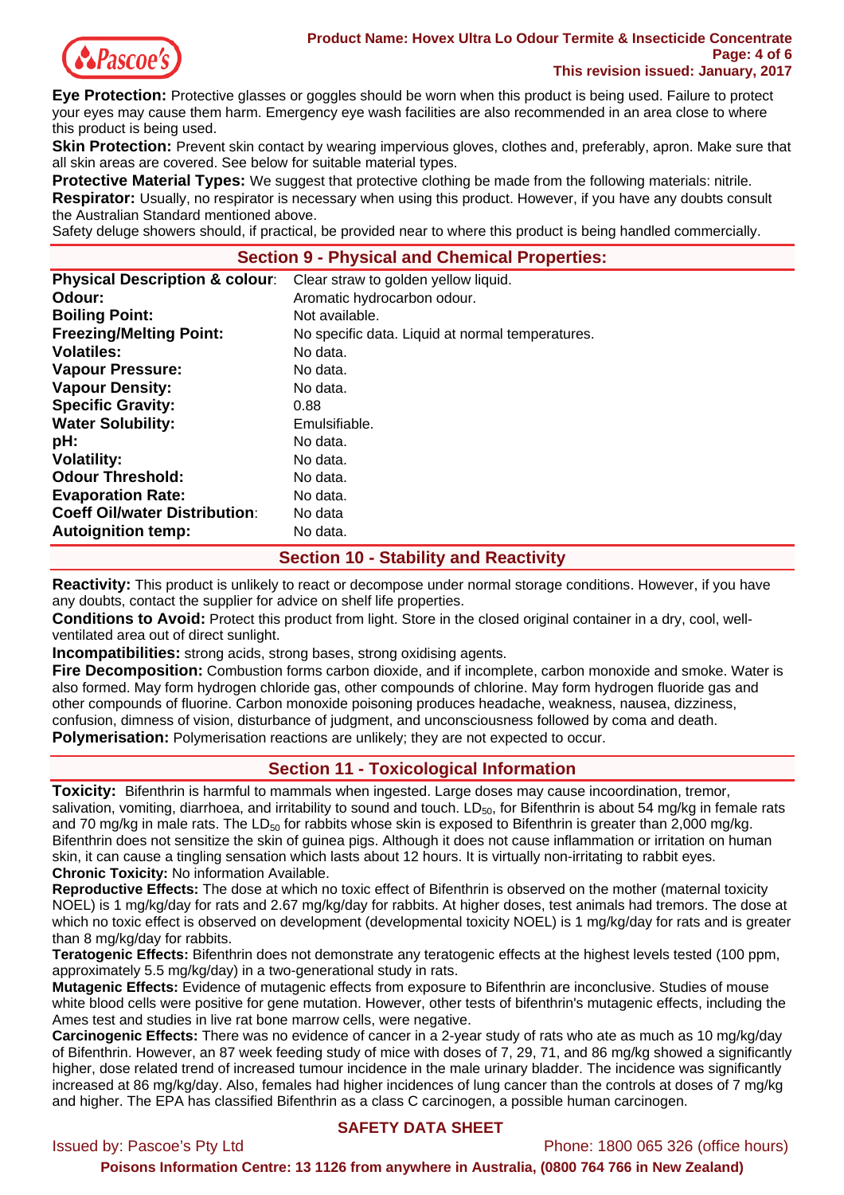**Eye Protection:** Protective glasses or goggles should be worn when this product is being used. Failure to protect your eyes may cause them harm. Emergency eye wash facilities are also recommended in an area close to where this product is being used.

**Skin Protection:** Prevent skin contact by wearing impervious gloves, clothes and, preferably, apron. Make sure that all skin areas are covered. See below for suitable material types.

**Protective Material Types:** We suggest that protective clothing be made from the following materials: nitrile.

**Respirator:** Usually, no respirator is necessary when using this product. However, if you have any doubts consult the Australian Standard mentioned above.

Safety deluge showers should, if practical, be provided near to where this product is being handled commercially.

## Section 9 - Physical and Chemical Properties:

| | |
|---|---|
| **Physical Description & colour**: | Clear straw to golden yellow liquid. |
| **Odour:** | Aromatic hydrocarbon odour. |
| **Boiling Point:** | Not available. |
| **Freezing/Melting Point:** | No specific data. Liquid at normal temperatures. |
| **Volatiles:** | No data. |
| **Vapour Pressure:** | No data. |
| **Vapour Density:** | No data. |
| **Specific Gravity:** | 0.88 |
| **Water Solubility:** | Emulsifiable. |
| **pH:** | No data. |
| **Volatility:** | No data. |
| **Odour Threshold:** | No data. |
| **Evaporation Rate:** | No data. |
| **Coeff Oil/water Distribution**: | No data |
| **Autoignition temp:** | No data. |

## Section 10 - Stability and Reactivity

**Reactivity:** This product is unlikely to react or decompose under normal storage conditions. However, if you have any doubts, contact the supplier for advice on shelf life properties.

**Conditions to Avoid:** Protect this product from light. Store in the closed original container in a dry, cool, well-ventilated area out of direct sunlight.

**Incompatibilities:** strong acids, strong bases, strong oxidising agents.

**Fire Decomposition:** Combustion forms carbon dioxide, and if incomplete, carbon monoxide and smoke. Water is also formed. May form hydrogen chloride gas, other compounds of chlorine. May form hydrogen fluoride gas and other compounds of fluorine. Carbon monoxide poisoning produces headache, weakness, nausea, dizziness, confusion, dimness of vision, disturbance of judgment, and unconsciousness followed by coma and death.

**Polymerisation:** Polymerisation reactions are unlikely; they are not expected to occur.

## Section 11 - Toxicological Information

**Toxicity:** Bifenthrin is harmful to mammals when ingested. Large doses may cause incoordination, tremor, salivation, vomiting, diarrhoea, and irritability to sound and touch. $LD_{50}$, for Bifenthrin is about 54 mg/kg in female rats and 70 mg/kg in male rats. The $LD_{50}$ for rabbits whose skin is exposed to Bifenthrin is greater than 2,000 mg/kg. Bifenthrin does not sensitize the skin of guinea pigs. Although it does not cause inflammation or irritation on human skin, it can cause a tingling sensation which lasts about 12 hours. It is virtually non-irritating to rabbit eyes.

**Chronic Toxicity:** No information Available.

**Reproductive Effects:** The dose at which no toxic effect of Bifenthrin is observed on the mother (maternal toxicity NOEL) is 1 mg/kg/day for rats and 2.67 mg/kg/day for rabbits. At higher doses, test animals had tremors. The dose at which no toxic effect is observed on development (developmental toxicity NOEL) is 1 mg/kg/day for rats and is greater than 8 mg/kg/day for rabbits.

**Teratogenic Effects:** Bifenthrin does not demonstrate any teratogenic effects at the highest levels tested (100 ppm, approximately 5.5 mg/kg/day) in a two-generational study in rats.

**Mutagenic Effects:** Evidence of mutagenic effects from exposure to Bifenthrin are inconclusive. Studies of mouse white blood cells were positive for gene mutation. However, other tests of bifenthrin's mutagenic effects, including the Ames test and studies in live rat bone marrow cells, were negative.

**Carcinogenic Effects:** There was no evidence of cancer in a 2-year study of rats who ate as much as 10 mg/kg/day of Bifenthrin. However, an 87 week feeding study of mice with doses of 7, 29, 71, and 86 mg/kg showed a significantly higher, dose related trend of increased tumour incidence in the male urinary bladder. The incidence was significantly increased at 86 mg/kg/day. Also, females had higher incidences of lung cancer than the controls at doses of 7 mg/kg and higher. The EPA has classified Bifenthrin as a class C carcinogen, a possible human carcinogen.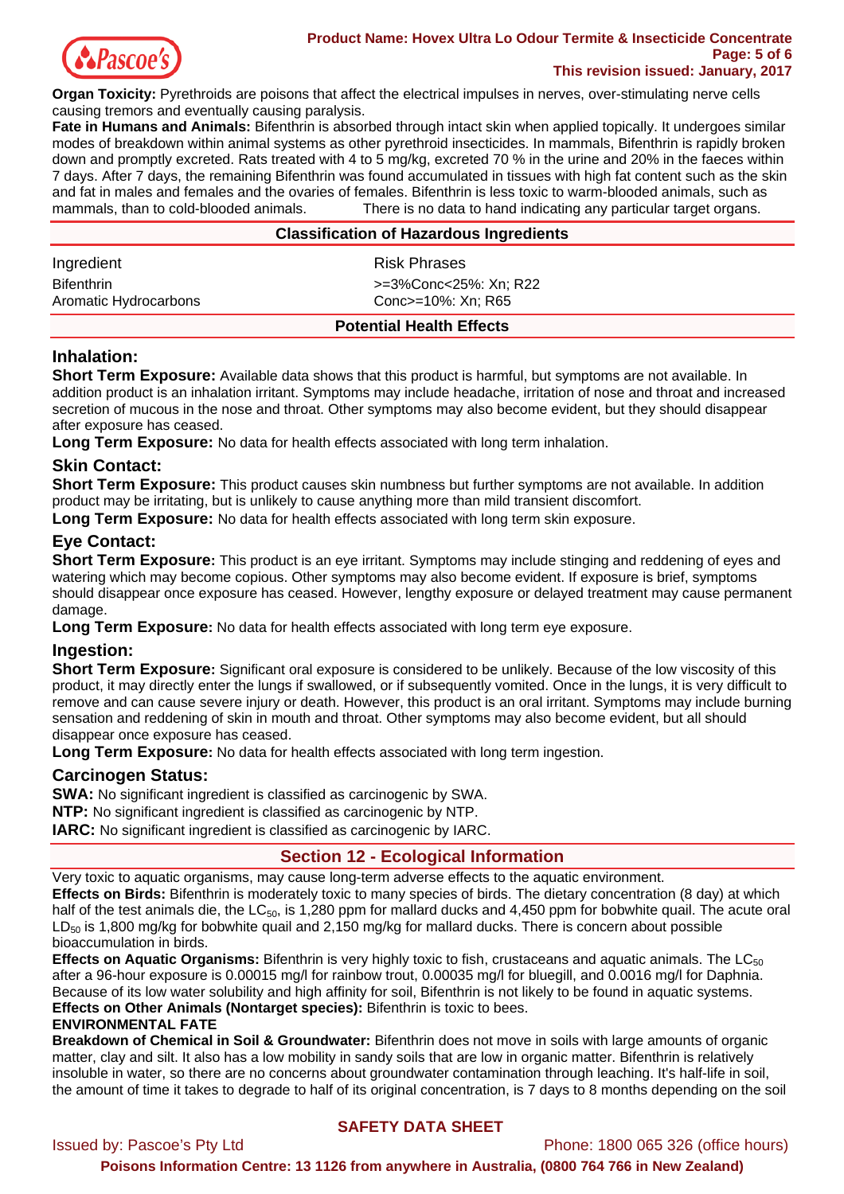**Organ Toxicity:** Pyrethroids are poisons that affect the electrical impulses in nerves, over-stimulating nerve cells causing tremors and eventually causing paralysis.

**Fate in Humans and Animals:** Bifenthrin is absorbed through intact skin when applied topically. It undergoes similar modes of breakdown within animal systems as other pyrethroid insecticides. In mammals, Bifenthrin is rapidly broken down and promptly excreted. Rats treated with 4 to 5 mg/kg, excreted 70 % in the urine and 20% in the faeces within 7 days. After 7 days, the remaining Bifenthrin was found accumulated in tissues with high fat content such as the skin and fat in males and females and the ovaries of females. Bifenthrin is less toxic to warm-blooded animals, such as mammals, than to cold-blooded animals. There is no data to hand indicating any particular target organs.

## Classification of Hazardous Ingredients

| Ingredient | Risk Phrases |
|---|---|
| Bifenthrin | >=3%Conc<25%: Xn; R22 |
| Aromatic Hydrocarbons | Conc>=10%: Xn; R65 |

## Potential Health Effects

### Inhalation:

**Short Term Exposure:** Available data shows that this product is harmful, but symptoms are not available. In addition product is an inhalation irritant. Symptoms may include headache, irritation of nose and throat and increased secretion of mucous in the nose and throat. Other symptoms may also become evident, but they should disappear after exposure has ceased.

**Long Term Exposure:** No data for health effects associated with long term inhalation.

### Skin Contact:

**Short Term Exposure:** This product causes skin numbness but further symptoms are not available. In addition product may be irritating, but is unlikely to cause anything more than mild transient discomfort.

**Long Term Exposure:** No data for health effects associated with long term skin exposure.

### Eye Contact:

**Short Term Exposure:** This product is an eye irritant. Symptoms may include stinging and reddening of eyes and watering which may become copious. Other symptoms may also become evident. If exposure is brief, symptoms should disappear once exposure has ceased. However, lengthy exposure or delayed treatment may cause permanent damage.

**Long Term Exposure:** No data for health effects associated with long term eye exposure.

### Ingestion:

**Short Term Exposure:** Significant oral exposure is considered to be unlikely. Because of the low viscosity of this product, it may directly enter the lungs if swallowed, or if subsequently vomited. Once in the lungs, it is very difficult to remove and can cause severe injury or death. However, this product is an oral irritant. Symptoms may include burning sensation and reddening of skin in mouth and throat. Other symptoms may also become evident, but all should disappear once exposure has ceased.

**Long Term Exposure:** No data for health effects associated with long term ingestion.

### Carcinogen Status:

**SWA:** No significant ingredient is classified as carcinogenic by SWA.

**NTP:** No significant ingredient is classified as carcinogenic by NTP.

**IARC:** No significant ingredient is classified as carcinogenic by IARC.

## Section 12 - Ecological Information

Very toxic to aquatic organisms, may cause long-term adverse effects to the aquatic environment.

**Effects on Birds:** Bifenthrin is moderately toxic to many species of birds. The dietary concentration (8 day) at which half of the test animals die, the $LC_{50}$, is 1,280 ppm for mallard ducks and 4,450 ppm for bobwhite quail. The acute oral $LD_{50}$ is 1,800 mg/kg for bobwhite quail and 2,150 mg/kg for mallard ducks. There is concern about possible bioaccumulation in birds.

**Effects on Aquatic Organisms:** Bifenthrin is very highly toxic to fish, crustaceans and aquatic animals. The $LC_{50}$ after a 96-hour exposure is 0.00015 mg/l for rainbow trout, 0.00035 mg/l for bluegill, and 0.0016 mg/l for Daphnia. Because of its low water solubility and high affinity for soil, Bifenthrin is not likely to be found in aquatic systems.

**Effects on Other Animals (Nontarget species):** Bifenthrin is toxic to bees.

**ENVIRONMENTAL FATE**

**Breakdown of Chemical in Soil & Groundwater:** Bifenthrin does not move in soils with large amounts of organic matter, clay and silt. It also has a low mobility in sandy soils that are low in organic matter. Bifenthrin is relatively insoluble in water, so there are no concerns about groundwater contamination through leaching. It's half-life in soil, the amount of time it takes to degrade to half of its original concentration, is 7 days to 8 months depending on the soil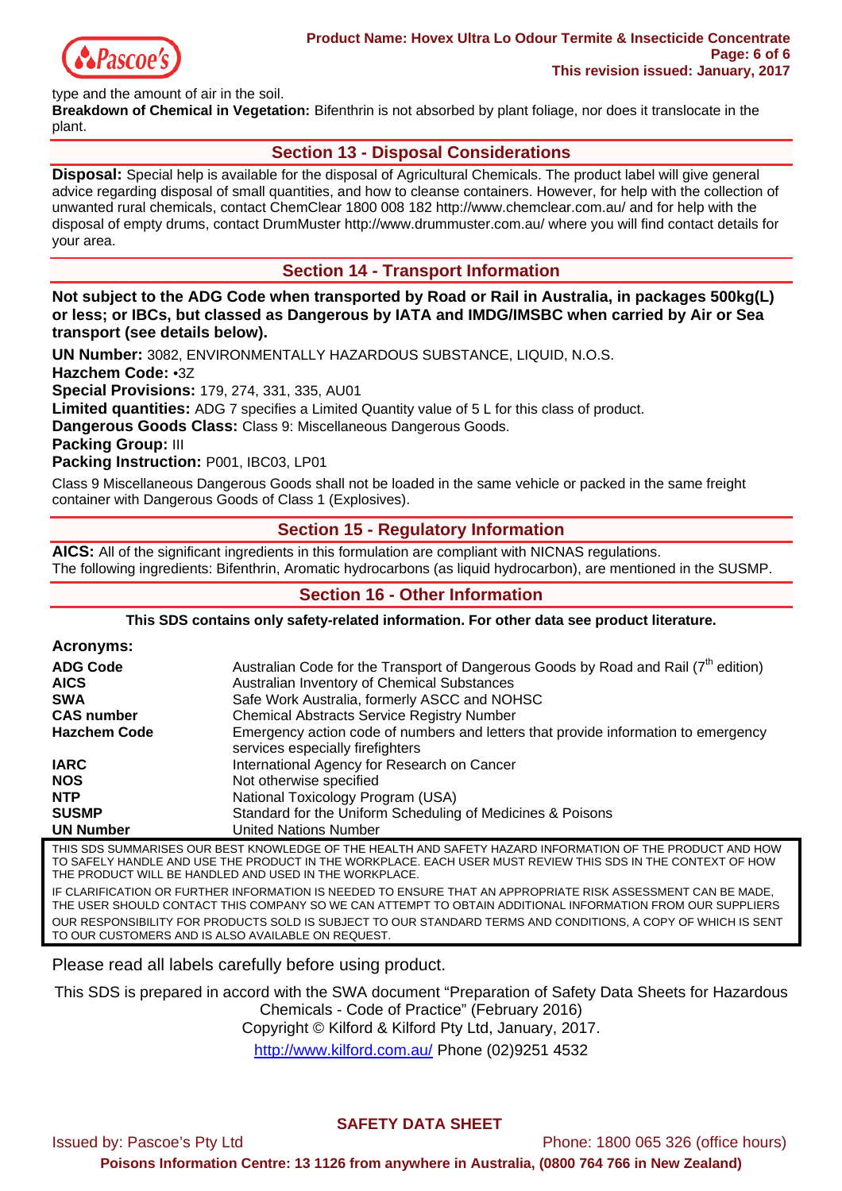type and the amount of air in the soil.

**Breakdown of Chemical in Vegetation:** Bifenthrin is not absorbed by plant foliage, nor does it translocate in the plant.

## Section 13 - Disposal Considerations

**Disposal:** Special help is available for the disposal of Agricultural Chemicals. The product label will give general advice regarding disposal of small quantities, and how to cleanse containers. However, for help with the collection of unwanted rural chemicals, contact ChemClear 1800 008 182 http://www.chemclear.com.au/ and for help with the disposal of empty drums, contact DrumMuster http://www.drummuster.com.au/ where you will find contact details for your area.

## Section 14 - Transport Information

**Not subject to the ADG Code when transported by Road or Rail in Australia, in packages 500kg(L) or less; or IBCs, but classed as Dangerous by IATA and IMDG/IMSBC when carried by Air or Sea transport (see details below).**

**UN Number:** 3082, ENVIRONMENTALLY HAZARDOUS SUBSTANCE, LIQUID, N.O.S.

**Hazchem Code:** •3Z

**Special Provisions:** 179, 274, 331, 335, AU01

**Limited quantities:** ADG 7 specifies a Limited Quantity value of 5 L for this class of product.

**Dangerous Goods Class:** Class 9: Miscellaneous Dangerous Goods.

**Packing Group:** III

**Packing Instruction:** P001, IBC03, LP01

Class 9 Miscellaneous Dangerous Goods shall not be loaded in the same vehicle or packed in the same freight container with Dangerous Goods of Class 1 (Explosives).

## Section 15 - Regulatory Information

**AICS:** All of the significant ingredients in this formulation are compliant with NICNAS regulations.
The following ingredients: Bifenthrin, Aromatic hydrocarbons (as liquid hydrocarbon), are mentioned in the SUSMP.

## Section 16 - Other Information

**This SDS contains only safety-related information. For other data see product literature.**

**Acronyms:**

| | |
|---|---|
| **ADG Code** | Australian Code for the Transport of Dangerous Goods by Road and Rail (7th edition) |
| **AICS** | Australian Inventory of Chemical Substances |
| **SWA** | Safe Work Australia, formerly ASCC and NOHSC |
| **CAS number** | Chemical Abstracts Service Registry Number |
| **Hazchem Code** | Emergency action code of numbers and letters that provide information to emergency services especially firefighters |
| **IARC** | International Agency for Research on Cancer |
| **NOS** | Not otherwise specified |
| **NTP** | National Toxicology Program (USA) |
| **SUSMP** | Standard for the Uniform Scheduling of Medicines & Poisons |
| **UN Number** | United Nations Number |

THIS SDS SUMMARISES OUR BEST KNOWLEDGE OF THE HEALTH AND SAFETY HAZARD INFORMATION OF THE PRODUCT AND HOW TO SAFELY HANDLE AND USE THE PRODUCT IN THE WORKPLACE. EACH USER MUST REVIEW THIS SDS IN THE CONTEXT OF HOW THE PRODUCT WILL BE HANDLED AND USED IN THE WORKPLACE.

IF CLARIFICATION OR FURTHER INFORMATION IS NEEDED TO ENSURE THAT AN APPROPRIATE RISK ASSESSMENT CAN BE MADE, THE USER SHOULD CONTACT THIS COMPANY SO WE CAN ATTEMPT TO OBTAIN ADDITIONAL INFORMATION FROM OUR SUPPLIERS

OUR RESPONSIBILITY FOR PRODUCTS SOLD IS SUBJECT TO OUR STANDARD TERMS AND CONDITIONS, A COPY OF WHICH IS SENT TO OUR CUSTOMERS AND IS ALSO AVAILABLE ON REQUEST.

Please read all labels carefully before using product.

This SDS is prepared in accord with the SWA document "Preparation of Safety Data Sheets for Hazardous Chemicals - Code of Practice" (February 2016)
Copyright © Kilford & Kilford Pty Ltd, January, 2017.
http://www.kilford.com.au/ Phone (02)9251 4532